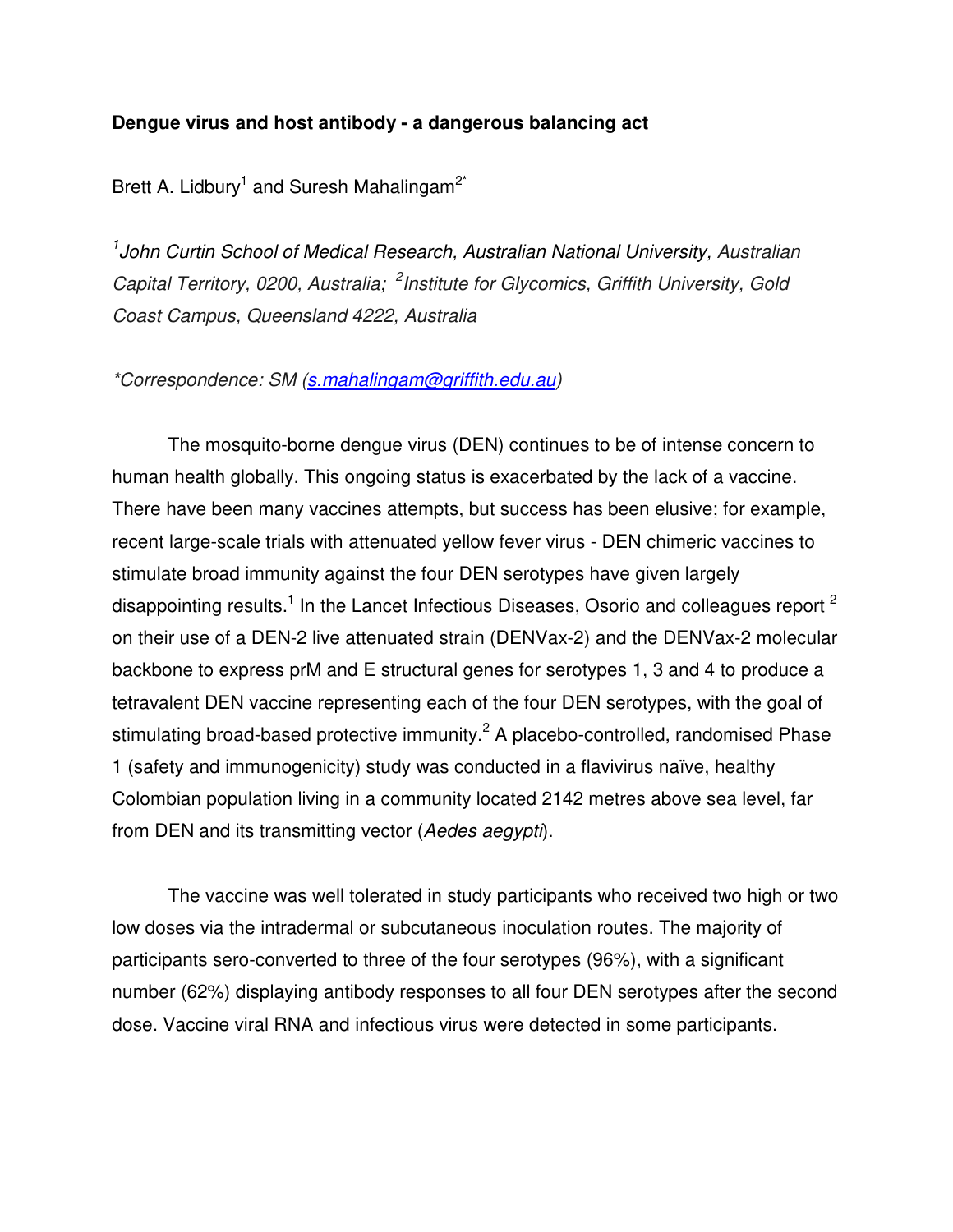**Dengue virus and host antibody - a dangerous balancing act**

Brett A. Lidbury[1] and Suresh Mahalingam[2*]

*[1]John Curtin School of Medical Research, Australian National University, Australian Capital Territory, 0200, Australia; [2]Institute for Glycomics, Griffith University, Gold Coast Campus, Queensland 4222, Australia*

*\*Correspondence: SM (s.mahalingam@griffith.edu.au)*

The mosquito-borne dengue virus (DEN) continues to be of intense concern to human health globally. This ongoing status is exacerbated by the lack of a vaccine. There have been many vaccines attempts, but success has been elusive; for example, recent large-scale trials with attenuated yellow fever virus - DEN chimeric vaccines to stimulate broad immunity against the four DEN serotypes have given largely disappointing results.[1] In the Lancet Infectious Diseases, Osorio and colleagues report [2] on their use of a DEN-2 live attenuated strain (DENVax-2) and the DENVax-2 molecular backbone to express prM and E structural genes for serotypes 1, 3 and 4 to produce a tetravalent DEN vaccine representing each of the four DEN serotypes, with the goal of stimulating broad-based protective immunity.[2] A placebo-controlled, randomised Phase 1 (safety and immunogenicity) study was conducted in a flavivirus naïve, healthy Colombian population living in a community located 2142 metres above sea level, far from DEN and its transmitting vector (*Aedes aegypti*).

The vaccine was well tolerated in study participants who received two high or two low doses via the intradermal or subcutaneous inoculation routes. The majority of participants sero-converted to three of the four serotypes (96%), with a significant number (62%) displaying antibody responses to all four DEN serotypes after the second dose. Vaccine viral RNA and infectious virus were detected in some participants.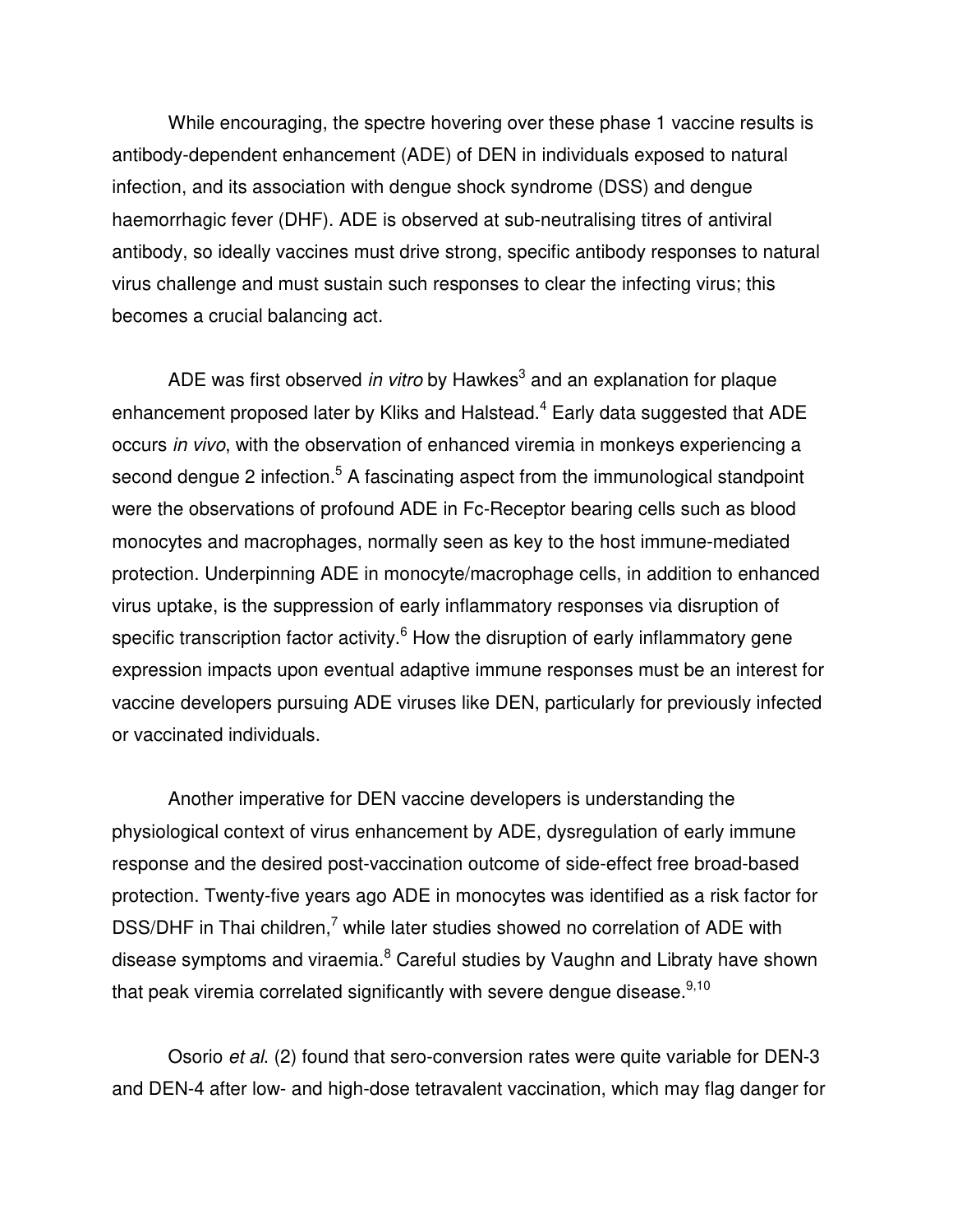While encouraging, the spectre hovering over these phase 1 vaccine results is antibody-dependent enhancement (ADE) of DEN in individuals exposed to natural infection, and its association with dengue shock syndrome (DSS) and dengue haemorrhagic fever (DHF). ADE is observed at sub-neutralising titres of antiviral antibody, so ideally vaccines must drive strong, specific antibody responses to natural virus challenge and must sustain such responses to clear the infecting virus; this becomes a crucial balancing act.

ADE was first observed *in vitro* by Hawkes[3] and an explanation for plaque enhancement proposed later by Kliks and Halstead.[4] Early data suggested that ADE occurs *in vivo*, with the observation of enhanced viremia in monkeys experiencing a second dengue 2 infection.[5] A fascinating aspect from the immunological standpoint were the observations of profound ADE in Fc-Receptor bearing cells such as blood monocytes and macrophages, normally seen as key to the host immune-mediated protection. Underpinning ADE in monocyte/macrophage cells, in addition to enhanced virus uptake, is the suppression of early inflammatory responses via disruption of specific transcription factor activity.[6] How the disruption of early inflammatory gene expression impacts upon eventual adaptive immune responses must be an interest for vaccine developers pursuing ADE viruses like DEN, particularly for previously infected or vaccinated individuals.

Another imperative for DEN vaccine developers is understanding the physiological context of virus enhancement by ADE, dysregulation of early immune response and the desired post-vaccination outcome of side-effect free broad-based protection. Twenty-five years ago ADE in monocytes was identified as a risk factor for DSS/DHF in Thai children,[7] while later studies showed no correlation of ADE with disease symptoms and viraemia.[8] Careful studies by Vaughn and Libraty have shown that peak viremia correlated significantly with severe dengue disease.[9,10]

Osorio *et al*. (2) found that sero-conversion rates were quite variable for DEN-3 and DEN-4 after low- and high-dose tetravalent vaccination, which may flag danger for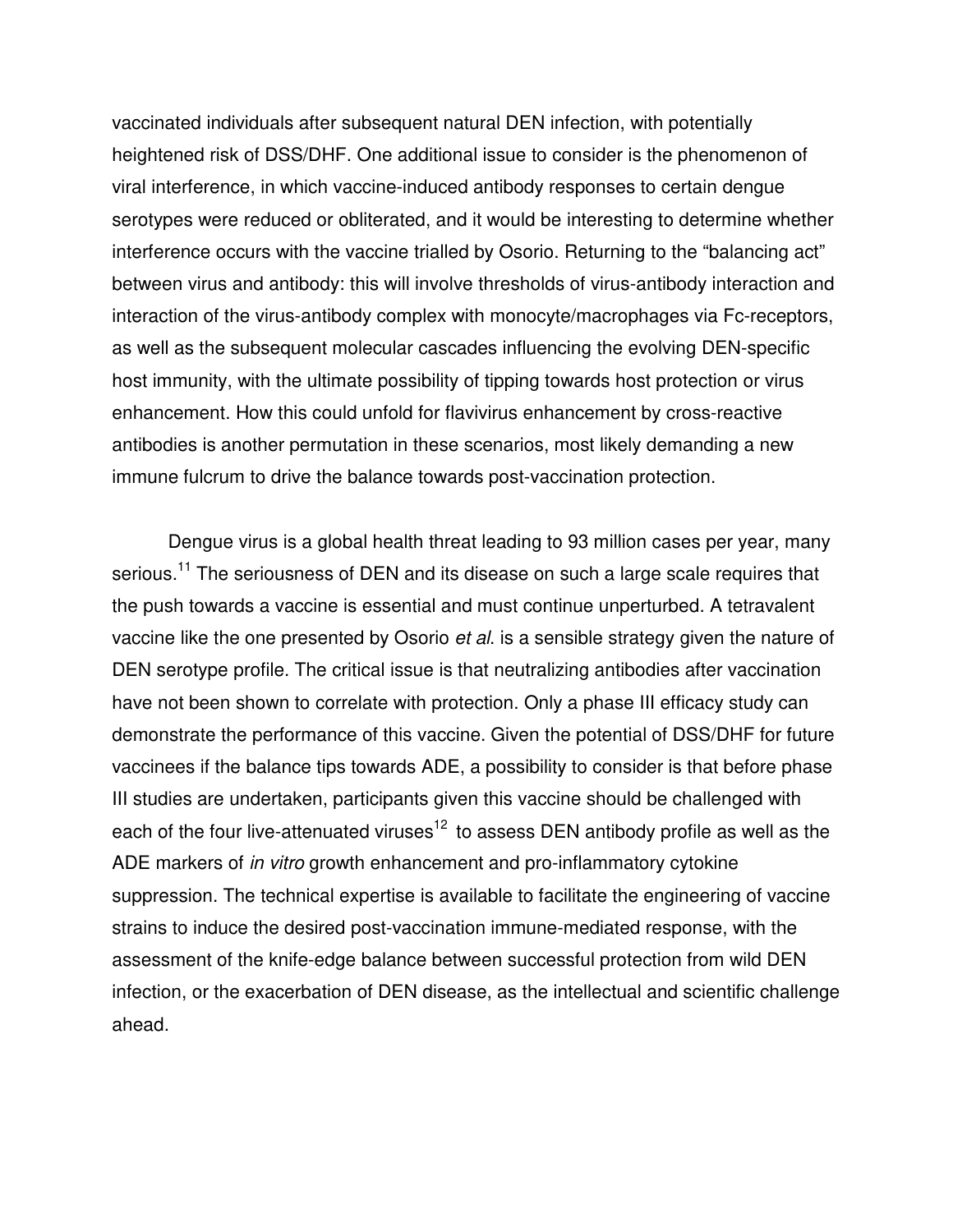vaccinated individuals after subsequent natural DEN infection, with potentially heightened risk of DSS/DHF. One additional issue to consider is the phenomenon of viral interference, in which vaccine-induced antibody responses to certain dengue serotypes were reduced or obliterated, and it would be interesting to determine whether interference occurs with the vaccine trialled by Osorio. Returning to the "balancing act" between virus and antibody: this will involve thresholds of virus-antibody interaction and interaction of the virus-antibody complex with monocyte/macrophages via Fc-receptors, as well as the subsequent molecular cascades influencing the evolving DEN-specific host immunity, with the ultimate possibility of tipping towards host protection or virus enhancement. How this could unfold for flavivirus enhancement by cross-reactive antibodies is another permutation in these scenarios, most likely demanding a new immune fulcrum to drive the balance towards post-vaccination protection.

Dengue virus is a global health threat leading to 93 million cases per year, many serious.[11] The seriousness of DEN and its disease on such a large scale requires that the push towards a vaccine is essential and must continue unperturbed. A tetravalent vaccine like the one presented by Osorio *et al*. is a sensible strategy given the nature of DEN serotype profile. The critical issue is that neutralizing antibodies after vaccination have not been shown to correlate with protection. Only a phase III efficacy study can demonstrate the performance of this vaccine. Given the potential of DSS/DHF for future vaccinees if the balance tips towards ADE, a possibility to consider is that before phase III studies are undertaken, participants given this vaccine should be challenged with each of the four live-attenuated viruses[12] to assess DEN antibody profile as well as the ADE markers of *in vitro* growth enhancement and pro-inflammatory cytokine suppression. The technical expertise is available to facilitate the engineering of vaccine strains to induce the desired post-vaccination immune-mediated response, with the assessment of the knife-edge balance between successful protection from wild DEN infection, or the exacerbation of DEN disease, as the intellectual and scientific challenge ahead.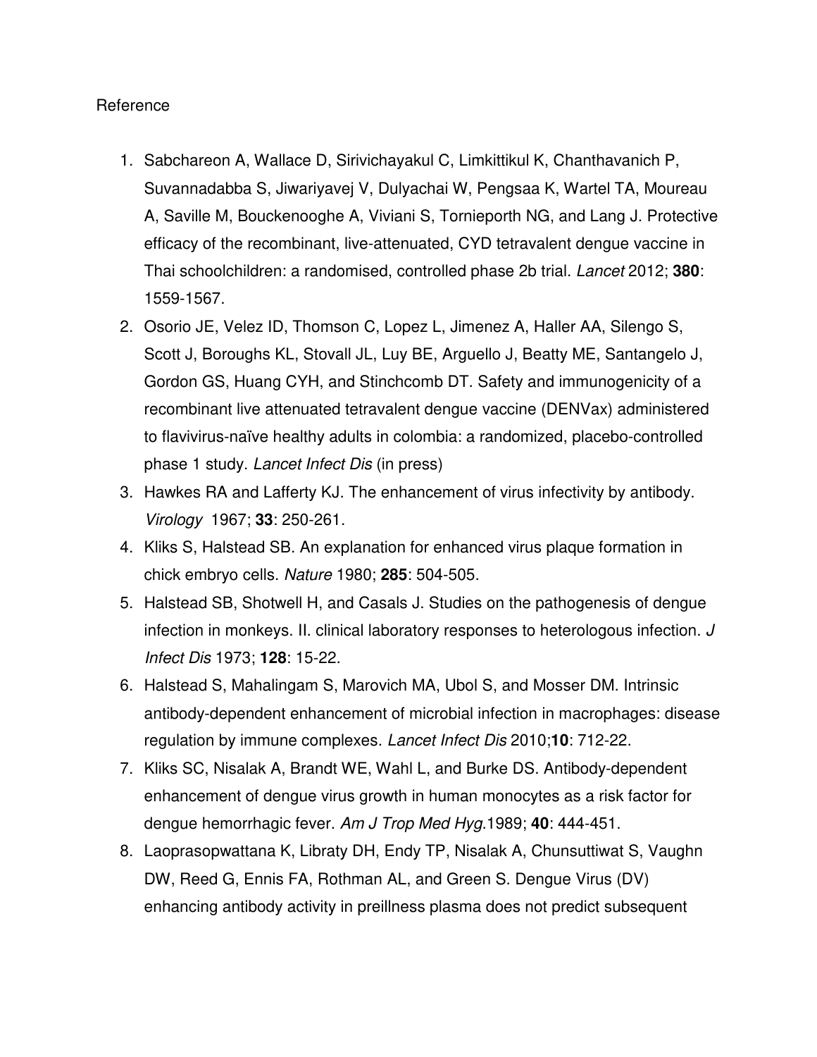Reference

1. Sabchareon A, Wallace D, Sirivichayakul C, Limkittikul K, Chanthavanich P, Suvannadabba S, Jiwariyavej V, Dulyachai W, Pengsaa K, Wartel TA, Moureau A, Saville M, Bouckenooghe A, Viviani S, Tornieporth NG, and Lang J. Protective efficacy of the recombinant, live-attenuated, CYD tetravalent dengue vaccine in Thai schoolchildren: a randomised, controlled phase 2b trial. *Lancet* 2012; **380**: 1559-1567.
2. Osorio JE, Velez ID, Thomson C, Lopez L, Jimenez A, Haller AA, Silengo S, Scott J, Boroughs KL, Stovall JL, Luy BE, Arguello J, Beatty ME, Santangelo J, Gordon GS, Huang CYH, and Stinchcomb DT. Safety and immunogenicity of a recombinant live attenuated tetravalent dengue vaccine (DENVax) administered to flavivirus-naïve healthy adults in colombia: a randomized, placebo-controlled phase 1 study. *Lancet Infect Dis* (in press)
3. Hawkes RA and Lafferty KJ. The enhancement of virus infectivity by antibody. *Virology* 1967; **33**: 250-261.
4. Kliks S, Halstead SB. An explanation for enhanced virus plaque formation in chick embryo cells. *Nature* 1980; **285**: 504-505.
5. Halstead SB, Shotwell H, and Casals J. Studies on the pathogenesis of dengue infection in monkeys. II. clinical laboratory responses to heterologous infection. *J Infect Dis* 1973; **128**: 15-22.
6. Halstead S, Mahalingam S, Marovich MA, Ubol S, and Mosser DM. Intrinsic antibody-dependent enhancement of microbial infection in macrophages: disease regulation by immune complexes. *Lancet Infect Dis* 2010;**10**: 712-22.
7. Kliks SC, Nisalak A, Brandt WE, Wahl L, and Burke DS. Antibody-dependent enhancement of dengue virus growth in human monocytes as a risk factor for dengue hemorrhagic fever. *Am J Trop Med Hyg*.1989; **40**: 444-451.
8. Laoprasopwattana K, Libraty DH, Endy TP, Nisalak A, Chunsuttiwat S, Vaughn DW, Reed G, Ennis FA, Rothman AL, and Green S. Dengue Virus (DV) enhancing antibody activity in preillness plasma does not predict subsequent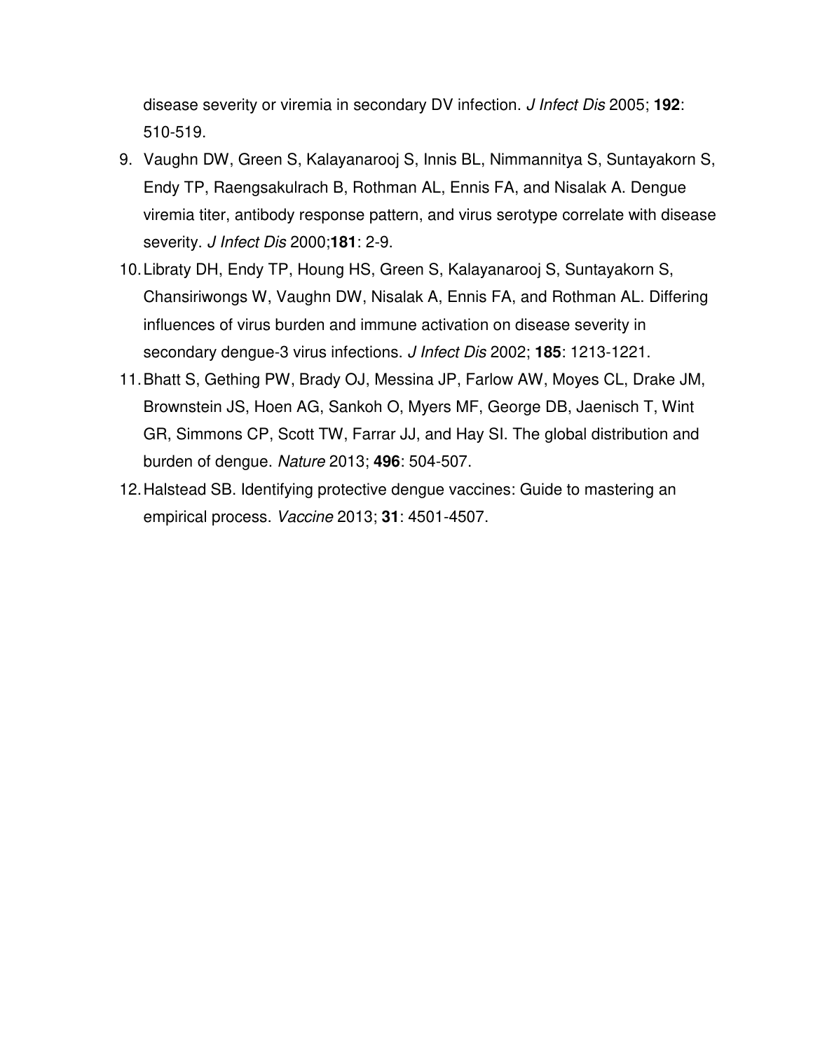disease severity or viremia in secondary DV infection. *J Infect Dis* 2005; **192**: 510-519.

9. Vaughn DW, Green S, Kalayanarooj S, Innis BL, Nimmannitya S, Suntayakorn S, Endy TP, Raengsakulrach B, Rothman AL, Ennis FA, and Nisalak A. Dengue viremia titer, antibody response pattern, and virus serotype correlate with disease severity. *J Infect Dis* 2000;**181**: 2-9.
10. Libraty DH, Endy TP, Houng HS, Green S, Kalayanarooj S, Suntayakorn S, Chansiriwongs W, Vaughn DW, Nisalak A, Ennis FA, and Rothman AL. Differing influences of virus burden and immune activation on disease severity in secondary dengue-3 virus infections. *J Infect Dis* 2002; **185**: 1213-1221.
11. Bhatt S, Gething PW, Brady OJ, Messina JP, Farlow AW, Moyes CL, Drake JM, Brownstein JS, Hoen AG, Sankoh O, Myers MF, George DB, Jaenisch T, Wint GR, Simmons CP, Scott TW, Farrar JJ, and Hay SI. The global distribution and burden of dengue. *Nature* 2013; **496**: 504-507.
12. Halstead SB. Identifying protective dengue vaccines: Guide to mastering an empirical process. *Vaccine* 2013; **31**: 4501-4507.